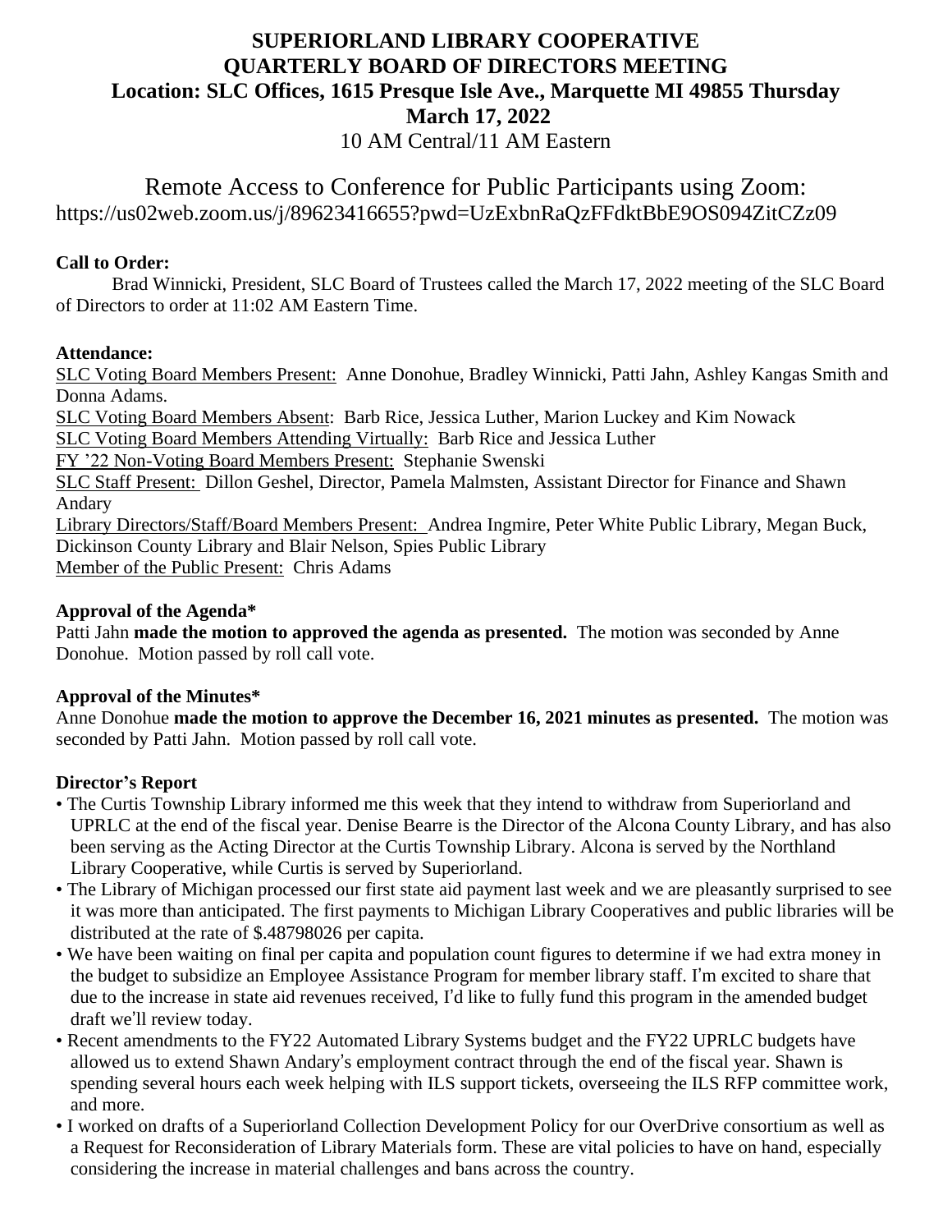# SUPERIORLAND LIBRARY COOPERATIVE
# QUARTERLY BOARD OF DIRECTORS MEETING
## Location: SLC Offices, 1615 Presque Isle Ave., Marquette MI 49855 Thursday
## March 17, 2022
10 AM Central/11 AM Eastern

Remote Access to Conference for Public Participants using Zoom:
https://us02web.zoom.us/j/89623416655?pwd=UzExbnRaQzFFdktBbE9OS094ZitCZz09

**Call to Order:**

Brad Winnicki, President, SLC Board of Trustees called the March 17, 2022 meeting of the SLC Board of Directors to order at 11:02 AM Eastern Time.

**Attendance:**

SLC Voting Board Members Present: Anne Donohue, Bradley Winnicki, Patti Jahn, Ashley Kangas Smith and Donna Adams.
SLC Voting Board Members Absent: Barb Rice, Jessica Luther, Marion Luckey and Kim Nowack
SLC Voting Board Members Attending Virtually: Barb Rice and Jessica Luther
FY '22 Non-Voting Board Members Present: Stephanie Swenski
SLC Staff Present: Dillon Geshel, Director, Pamela Malmsten, Assistant Director for Finance and Shawn Andary
Library Directors/Staff/Board Members Present: Andrea Ingmire, Peter White Public Library, Megan Buck, Dickinson County Library and Blair Nelson, Spies Public Library
Member of the Public Present: Chris Adams

**Approval of the Agenda***

Patti Jahn **made the motion to approved the agenda as presented.** The motion was seconded by Anne Donohue. Motion passed by roll call vote.

**Approval of the Minutes***

Anne Donohue **made the motion to approve the December 16, 2021 minutes as presented.** The motion was seconded by Patti Jahn. Motion passed by roll call vote.

**Director's Report**

- The Curtis Township Library informed me this week that they intend to withdraw from Superiorland and UPRLC at the end of the fiscal year. Denise Bearre is the Director of the Alcona County Library, and has also been serving as the Acting Director at the Curtis Township Library. Alcona is served by the Northland Library Cooperative, while Curtis is served by Superiorland.
- The Library of Michigan processed our first state aid payment last week and we are pleasantly surprised to see it was more than anticipated. The first payments to Michigan Library Cooperatives and public libraries will be distributed at the rate of $.48798026 per capita.
- We have been waiting on final per capita and population count figures to determine if we had extra money in the budget to subsidize an Employee Assistance Program for member library staff. I'm excited to share that due to the increase in state aid revenues received, I'd like to fully fund this program in the amended budget draft we'll review today.
- Recent amendments to the FY22 Automated Library Systems budget and the FY22 UPRLC budgets have allowed us to extend Shawn Andary's employment contract through the end of the fiscal year. Shawn is spending several hours each week helping with ILS support tickets, overseeing the ILS RFP committee work, and more.
- I worked on drafts of a Superiorland Collection Development Policy for our OverDrive consortium as well as a Request for Reconsideration of Library Materials form. These are vital policies to have on hand, especially considering the increase in material challenges and bans across the country.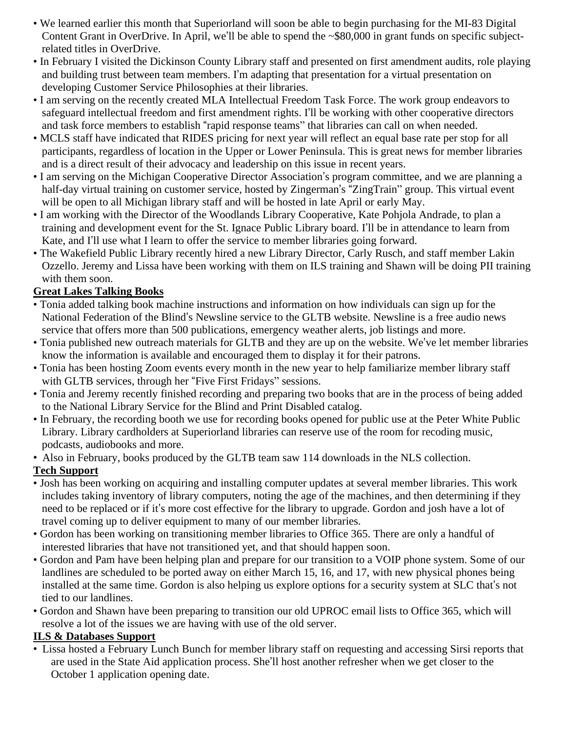- We learned earlier this month that Superiorland will soon be able to begin purchasing for the MI-83 Digital Content Grant in OverDrive. In April, we'll be able to spend the ~$80,000 in grant funds on specific subject-related titles in OverDrive.
- In February I visited the Dickinson County Library staff and presented on first amendment audits, role playing and building trust between team members. I'm adapting that presentation for a virtual presentation on developing Customer Service Philosophies at their libraries.
- I am serving on the recently created MLA Intellectual Freedom Task Force. The work group endeavors to safeguard intellectual freedom and first amendment rights. I'll be working with other cooperative directors and task force members to establish "rapid response teams" that libraries can call on when needed.
- MCLS staff have indicated that RIDES pricing for next year will reflect an equal base rate per stop for all participants, regardless of location in the Upper or Lower Peninsula. This is great news for member libraries and is a direct result of their advocacy and leadership on this issue in recent years.
- I am serving on the Michigan Cooperative Director Association's program committee, and we are planning a half-day virtual training on customer service, hosted by Zingerman's "ZingTrain" group. This virtual event will be open to all Michigan library staff and will be hosted in late April or early May.
- I am working with the Director of the Woodlands Library Cooperative, Kate Pohjola Andrade, to plan a training and development event for the St. Ignace Public Library board. I'll be in attendance to learn from Kate, and I'll use what I learn to offer the service to member libraries going forward.
- The Wakefield Public Library recently hired a new Library Director, Carly Rusch, and staff member Lakin Ozzello. Jeremy and Lissa have been working with them on ILS training and Shawn will be doing PII training with them soon.

**Great Lakes Talking Books**

- Tonia added talking book machine instructions and information on how individuals can sign up for the National Federation of the Blind's Newsline service to the GLTB website. Newsline is a free audio news service that offers more than 500 publications, emergency weather alerts, job listings and more.
- Tonia published new outreach materials for GLTB and they are up on the website. We've let member libraries know the information is available and encouraged them to display it for their patrons.
- Tonia has been hosting Zoom events every month in the new year to help familiarize member library staff with GLTB services, through her "Five First Fridays" sessions.
- Tonia and Jeremy recently finished recording and preparing two books that are in the process of being added to the National Library Service for the Blind and Print Disabled catalog.
- In February, the recording booth we use for recording books opened for public use at the Peter White Public Library. Library cardholders at Superiorland libraries can reserve use of the room for recoding music, podcasts, audiobooks and more.
- Also in February, books produced by the GLTB team saw 114 downloads in the NLS collection.

**Tech Support**

- Josh has been working on acquiring and installing computer updates at several member libraries. This work includes taking inventory of library computers, noting the age of the machines, and then determining if they need to be replaced or if it's more cost effective for the library to upgrade. Gordon and josh have a lot of travel coming up to deliver equipment to many of our member libraries.
- Gordon has been working on transitioning member libraries to Office 365. There are only a handful of interested libraries that have not transitioned yet, and that should happen soon.
- Gordon and Pam have been helping plan and prepare for our transition to a VOIP phone system. Some of our landlines are scheduled to be ported away on either March 15, 16, and 17, with new physical phones being installed at the same time. Gordon is also helping us explore options for a security system at SLC that's not tied to our landlines.
- Gordon and Shawn have been preparing to transition our old UPROC email lists to Office 365, which will resolve a lot of the issues we are having with use of the old server.

**ILS & Databases Support**

- Lissa hosted a February Lunch Bunch for member library staff on requesting and accessing Sirsi reports that are used in the State Aid application process. She'll host another refresher when we get closer to the October 1 application opening date.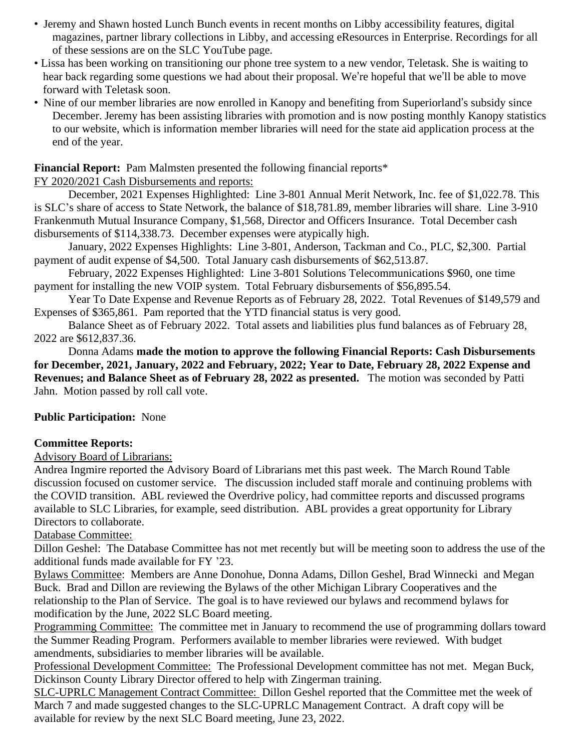- Jeremy and Shawn hosted Lunch Bunch events in recent months on Libby accessibility features, digital magazines, partner library collections in Libby, and accessing eResources in Enterprise. Recordings for all of these sessions are on the SLC YouTube page.
- Lissa has been working on transitioning our phone tree system to a new vendor, Teletask. She is waiting to hear back regarding some questions we had about their proposal. We're hopeful that we'll be able to move forward with Teletask soon.
- Nine of our member libraries are now enrolled in Kanopy and benefiting from Superiorland's subsidy since December. Jeremy has been assisting libraries with promotion and is now posting monthly Kanopy statistics to our website, which is information member libraries will need for the state aid application process at the end of the year.

**Financial Report:** Pam Malmsten presented the following financial reports*

FY 2020/2021 Cash Disbursements and reports:

December, 2021 Expenses Highlighted: Line 3-801 Annual Merit Network, Inc. fee of $1,022.78. This is SLC's share of access to State Network, the balance of $18,781.89, member libraries will share. Line 3-910 Frankenmuth Mutual Insurance Company, $1,568, Director and Officers Insurance. Total December cash disbursements of $114,338.73. December expenses were atypically high.

January, 2022 Expenses Highlights: Line 3-801, Anderson, Tackman and Co., PLC, $2,300. Partial payment of audit expense of $4,500. Total January cash disbursements of $62,513.87.

February, 2022 Expenses Highlighted: Line 3-801 Solutions Telecommunications $960, one time payment for installing the new VOIP system. Total February disbursements of $56,895.54.

Year To Date Expense and Revenue Reports as of February 28, 2022. Total Revenues of $149,579 and Expenses of $365,861. Pam reported that the YTD financial status is very good.

Balance Sheet as of February 2022. Total assets and liabilities plus fund balances as of February 28, 2022 are $612,837.36.

Donna Adams **made the motion to approve the following Financial Reports: Cash Disbursements for December, 2021, January, 2022 and February, 2022; Year to Date, February 28, 2022 Expense and Revenues; and Balance Sheet as of February 28, 2022 as presented.** The motion was seconded by Patti Jahn. Motion passed by roll call vote.

**Public Participation:** None

**Committee Reports:**

Advisory Board of Librarians:

Andrea Ingmire reported the Advisory Board of Librarians met this past week. The March Round Table discussion focused on customer service. The discussion included staff morale and continuing problems with the COVID transition. ABL reviewed the Overdrive policy, had committee reports and discussed programs available to SLC Libraries, for example, seed distribution. ABL provides a great opportunity for Library Directors to collaborate.

Database Committee:

Dillon Geshel: The Database Committee has not met recently but will be meeting soon to address the use of the additional funds made available for FY '23.

Bylaws Committee: Members are Anne Donohue, Donna Adams, Dillon Geshel, Brad Winnecki and Megan Buck. Brad and Dillon are reviewing the Bylaws of the other Michigan Library Cooperatives and the relationship to the Plan of Service. The goal is to have reviewed our bylaws and recommend bylaws for modification by the June, 2022 SLC Board meeting.

Programming Committee: The committee met in January to recommend the use of programming dollars toward the Summer Reading Program. Performers available to member libraries were reviewed. With budget amendments, subsidiaries to member libraries will be available.

Professional Development Committee: The Professional Development committee has not met. Megan Buck, Dickinson County Library Director offered to help with Zingerman training.

SLC-UPRLC Management Contract Committee: Dillon Geshel reported that the Committee met the week of March 7 and made suggested changes to the SLC-UPRLC Management Contract. A draft copy will be available for review by the next SLC Board meeting, June 23, 2022.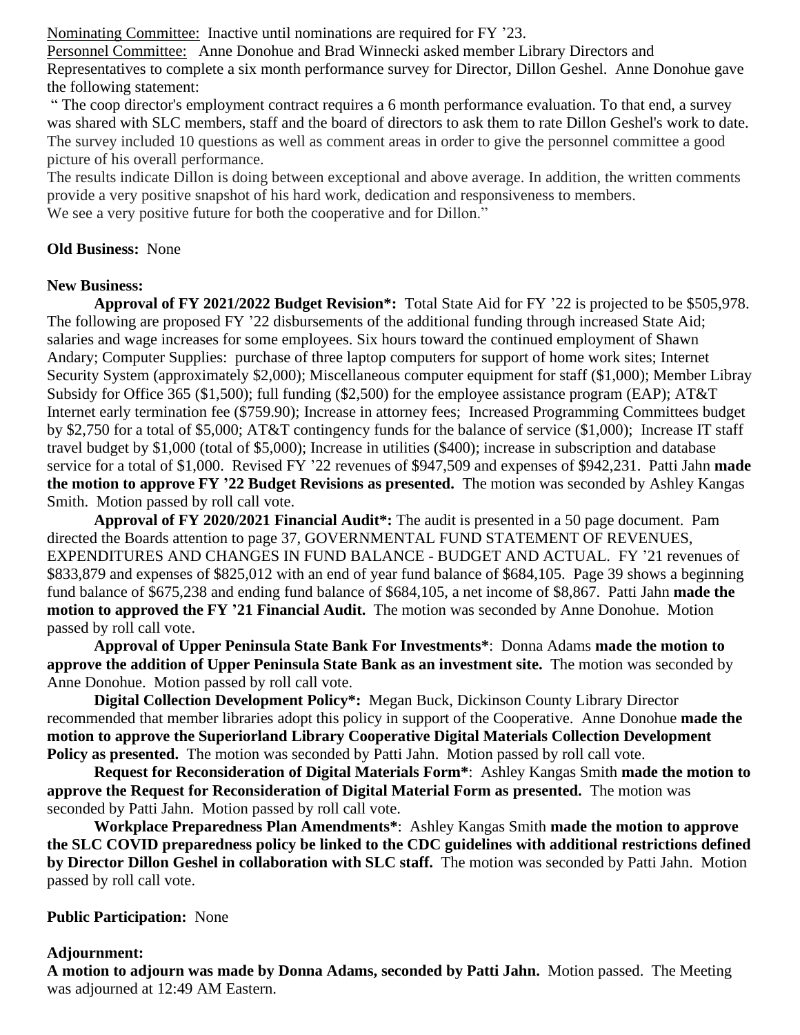Nominating Committee: Inactive until nominations are required for FY '23.

Personnel Committee: Anne Donohue and Brad Winnecki asked member Library Directors and Representatives to complete a six month performance survey for Director, Dillon Geshel. Anne Donohue gave the following statement:

" The coop director's employment contract requires a 6 month performance evaluation. To that end, a survey was shared with SLC members, staff and the board of directors to ask them to rate Dillon Geshel's work to date. The survey included 10 questions as well as comment areas in order to give the personnel committee a good picture of his overall performance.

The results indicate Dillon is doing between exceptional and above average. In addition, the written comments provide a very positive snapshot of his hard work, dedication and responsiveness to members.

We see a very positive future for both the cooperative and for Dillon."

**Old Business:** None

**New Business:**

**Approval of FY 2021/2022 Budget Revision*:** Total State Aid for FY '22 is projected to be $505,978. The following are proposed FY '22 disbursements of the additional funding through increased State Aid; salaries and wage increases for some employees. Six hours toward the continued employment of Shawn Andary; Computer Supplies: purchase of three laptop computers for support of home work sites; Internet Security System (approximately $2,000); Miscellaneous computer equipment for staff ($1,000); Member Libray Subsidy for Office 365 ($1,500); full funding ($2,500) for the employee assistance program (EAP); AT&T Internet early termination fee ($759.90); Increase in attorney fees; Increased Programming Committees budget by $2,750 for a total of $5,000; AT&T contingency funds for the balance of service ($1,000); Increase IT staff travel budget by $1,000 (total of $5,000); Increase in utilities ($400); increase in subscription and database service for a total of $1,000. Revised FY '22 revenues of $947,509 and expenses of $942,231. Patti Jahn **made the motion to approve FY '22 Budget Revisions as presented.** The motion was seconded by Ashley Kangas Smith. Motion passed by roll call vote.

**Approval of FY 2020/2021 Financial Audit*:** The audit is presented in a 50 page document. Pam directed the Boards attention to page 37, GOVERNMENTAL FUND STATEMENT OF REVENUES, EXPENDITURES AND CHANGES IN FUND BALANCE - BUDGET AND ACTUAL. FY '21 revenues of $833,879 and expenses of $825,012 with an end of year fund balance of $684,105. Page 39 shows a beginning fund balance of $675,238 and ending fund balance of $684,105, a net income of $8,867. Patti Jahn **made the motion to approved the FY '21 Financial Audit.** The motion was seconded by Anne Donohue. Motion passed by roll call vote.

**Approval of Upper Peninsula State Bank For Investments***: Donna Adams **made the motion to approve the addition of Upper Peninsula State Bank as an investment site.** The motion was seconded by Anne Donohue. Motion passed by roll call vote.

**Digital Collection Development Policy*:** Megan Buck, Dickinson County Library Director recommended that member libraries adopt this policy in support of the Cooperative. Anne Donohue **made the motion to approve the Superiorland Library Cooperative Digital Materials Collection Development Policy as presented.** The motion was seconded by Patti Jahn. Motion passed by roll call vote.

**Request for Reconsideration of Digital Materials Form***: Ashley Kangas Smith **made the motion to approve the Request for Reconsideration of Digital Material Form as presented.** The motion was seconded by Patti Jahn. Motion passed by roll call vote.

**Workplace Preparedness Plan Amendments***: Ashley Kangas Smith **made the motion to approve the SLC COVID preparedness policy be linked to the CDC guidelines with additional restrictions defined by Director Dillon Geshel in collaboration with SLC staff.** The motion was seconded by Patti Jahn. Motion passed by roll call vote.

**Public Participation:** None

**Adjournment:**

**A motion to adjourn was made by Donna Adams, seconded by Patti Jahn.** Motion passed. The Meeting was adjourned at 12:49 AM Eastern.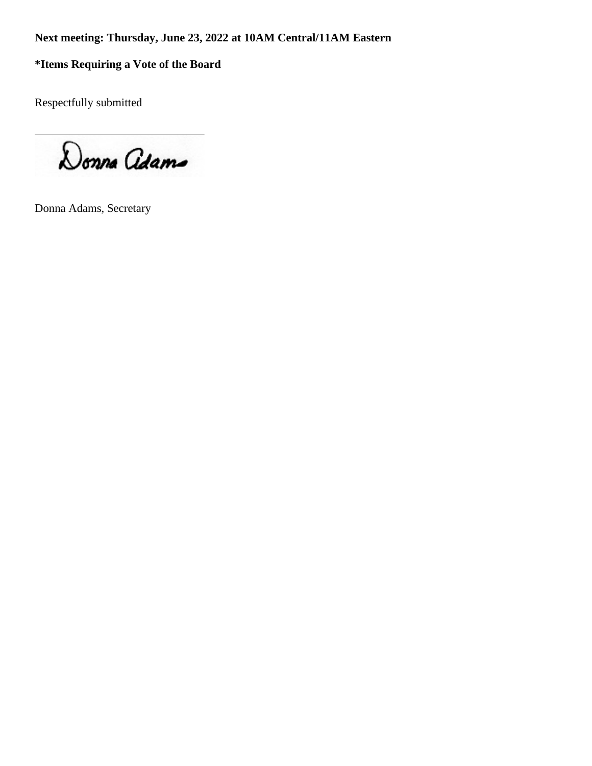**Next meeting: Thursday, June 23, 2022 at 10AM Central/11AM Eastern**

**\*Items Requiring a Vote of the Board**

Respectfully submitted

Donna Adams, Secretary